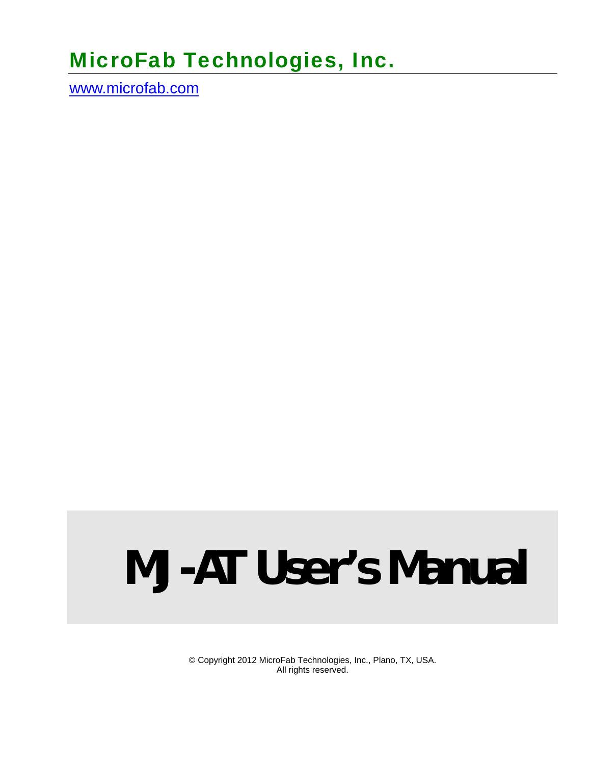# MicroFab Technologies, Inc.

www.microfab.com

# MJ-AT User's Manual

© Copyright 2012 MicroFab Technologies, Inc., Plano, TX, USA.
All rights reserved.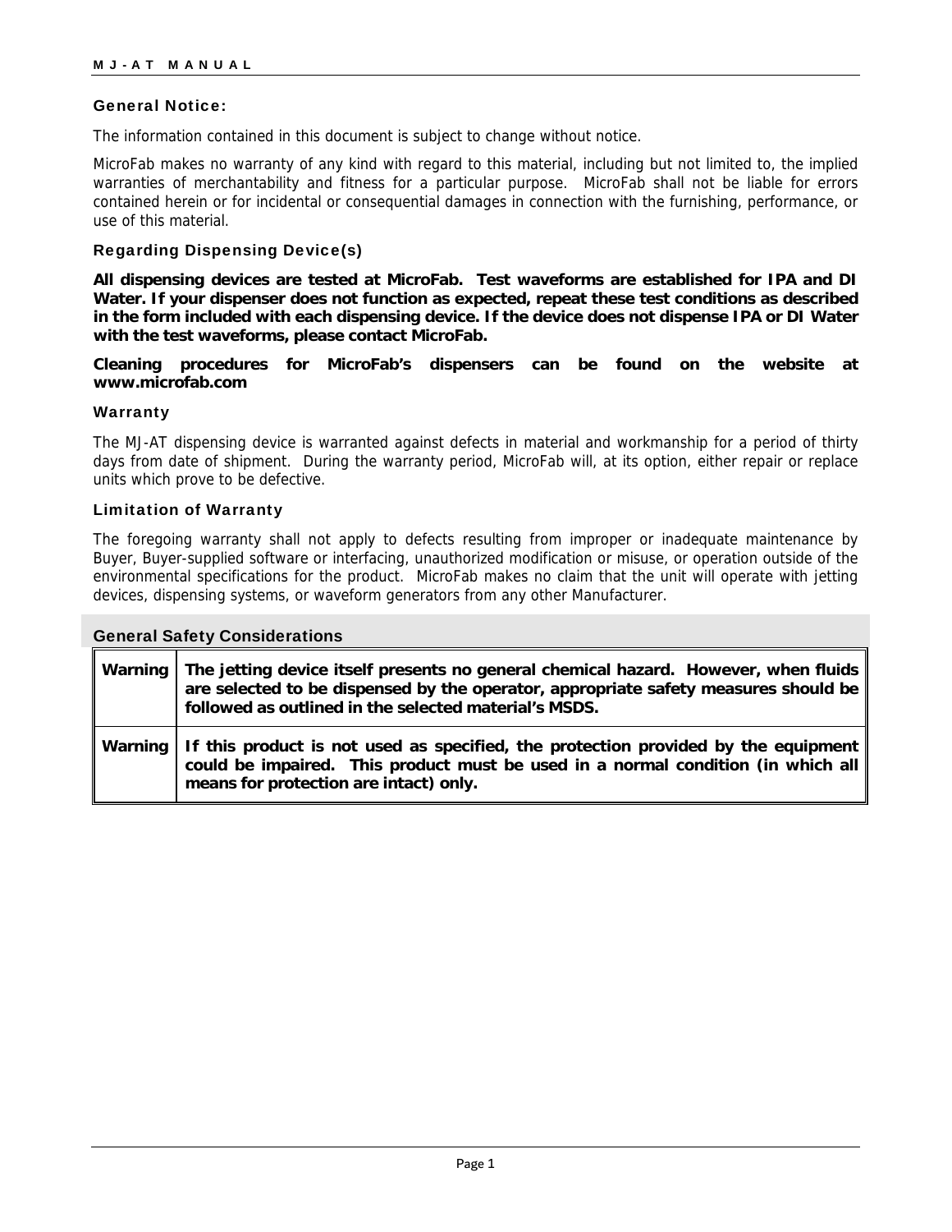### General Notice:

The information contained in this document is subject to change without notice.

MicroFab makes no warranty of any kind with regard to this material, including but not limited to, the implied warranties of merchantability and fitness for a particular purpose. MicroFab shall not be liable for errors contained herein or for incidental or consequential damages in connection with the furnishing, performance, or use of this material.

### Regarding Dispensing Device(s)

**All dispensing devices are tested at MicroFab. Test waveforms are established for IPA and DI Water. If your dispenser does not function as expected, repeat these test conditions as described in the form included with each dispensing device. If the device does not dispense IPA or DI Water with the test waveforms, please contact MicroFab.**

**Cleaning procedures for MicroFab's dispensers can be found on the website at www.microfab.com**

### Warranty

The MJ-AT dispensing device is warranted against defects in material and workmanship for a period of thirty days from date of shipment. During the warranty period, MicroFab will, at its option, either repair or replace units which prove to be defective.

### Limitation of Warranty

The foregoing warranty shall not apply to defects resulting from improper or inadequate maintenance by Buyer, Buyer-supplied software or interfacing, unauthorized modification or misuse, or operation outside of the environmental specifications for the product. MicroFab makes no claim that the unit will operate with jetting devices, dispensing systems, or waveform generators from any other Manufacturer.

### General Safety Considerations

| | |
|---|---|
| Warning | **The jetting device itself presents no general chemical hazard. However, when fluids are selected to be dispensed by the operator, appropriate safety measures should be followed as outlined in the selected material's MSDS.** |
| Warning | **If this product is not used as specified, the protection provided by the equipment could be impaired. This product must be used in a normal condition (in which all means for protection are intact) only.** |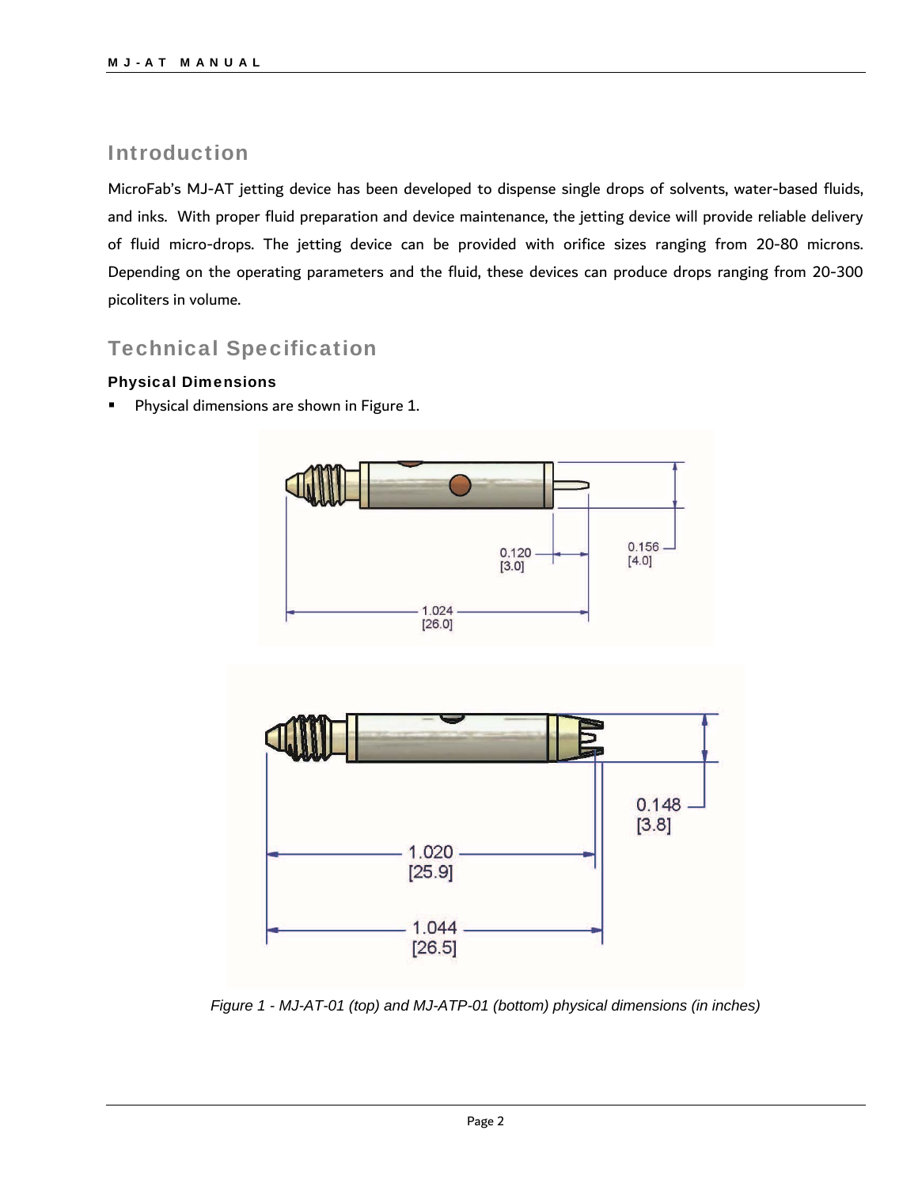## Introduction

MicroFab's MJ-AT jetting device has been developed to dispense single drops of solvents, water-based fluids, and inks. With proper fluid preparation and device maintenance, the jetting device will provide reliable delivery of fluid micro-drops. The jetting device can be provided with orifice sizes ranging from 20-80 microns. Depending on the operating parameters and the fluid, these devices can produce drops ranging from 20-300 picoliters in volume.

## Technical Specification

### Physical Dimensions

- Physical dimensions are shown in Figure 1.

*Figure 1 - MJ-AT-01 (top) and MJ-ATP-01 (bottom) physical dimensions (in inches)*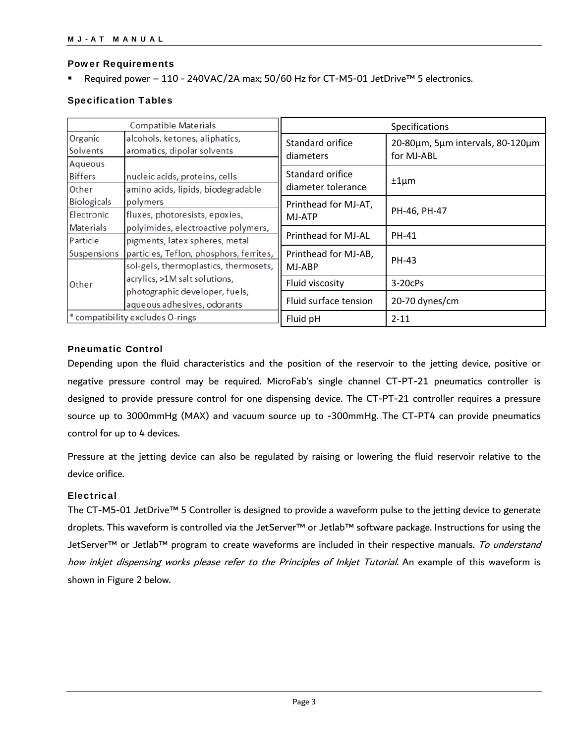### Power Requirements

- Required power – 110 - 240VAC/2A max; 50/60 Hz for CT-M5-01 JetDrive™ 5 electronics.

### Specification Tables

| Compatible Materials | |
|---|---|
| Organic Solvents | alcohols, ketones, aliphatics, aromatics, dipolar solvents |
| Aqueous Biffers | nucleic acids, proteins, cells |
| Other Biologicals | amino acids, lipids, biodegradable polymers |
| Electronic Materials | fluxes, photoresists, epoxies, polyimides, electroactive polymers, |
| Particle Suspensions | pigments, latex spheres, metal particles, Teflon, phosphors, ferrites, |
| Other | sol-gels, thermoplastics, thermosets, acrylics, >1M salt solutions, photographic developer, fuels, aqueous adhesives, odorants |
| * compatibility excludes O-rings | |

| Specifications | |
|---|---|
| Standard orifice diameters | 20-80µm, 5µm intervals, 80-120µm for MJ-ABL |
| Standard orifice diameter tolerance | ±1µm |
| Printhead for MJ-AT, MJ-ATP | PH-46, PH-47 |
| Printhead for MJ-AL | PH-41 |
| Printhead for MJ-AB, MJ-ABP | PH-43 |
| Fluid viscosity | 3-20cPs |
| Fluid surface tension | 20-70 dynes/cm |
| Fluid pH | 2-11 |

### Pneumatic Control

Depending upon the fluid characteristics and the position of the reservoir to the jetting device, positive or negative pressure control may be required. MicroFab's single channel CT-PT-21 pneumatics controller is designed to provide pressure control for one dispensing device. The CT-PT-21 controller requires a pressure source up to 3000mmHg (MAX) and vacuum source up to -300mmHg. The CT-PT4 can provide pneumatics control for up to 4 devices.

Pressure at the jetting device can also be regulated by raising or lowering the fluid reservoir relative to the device orifice.

### Electrical

The CT-M5-01 JetDrive™ 5 Controller is designed to provide a waveform pulse to the jetting device to generate droplets. This waveform is controlled via the JetServer™ or Jetlab™ software package. Instructions for using the JetServer™ or Jetlab™ program to create waveforms are included in their respective manuals. *To understand how inkjet dispensing works please refer to the Principles of Inkjet Tutorial.* An example of this waveform is shown in Figure 2 below.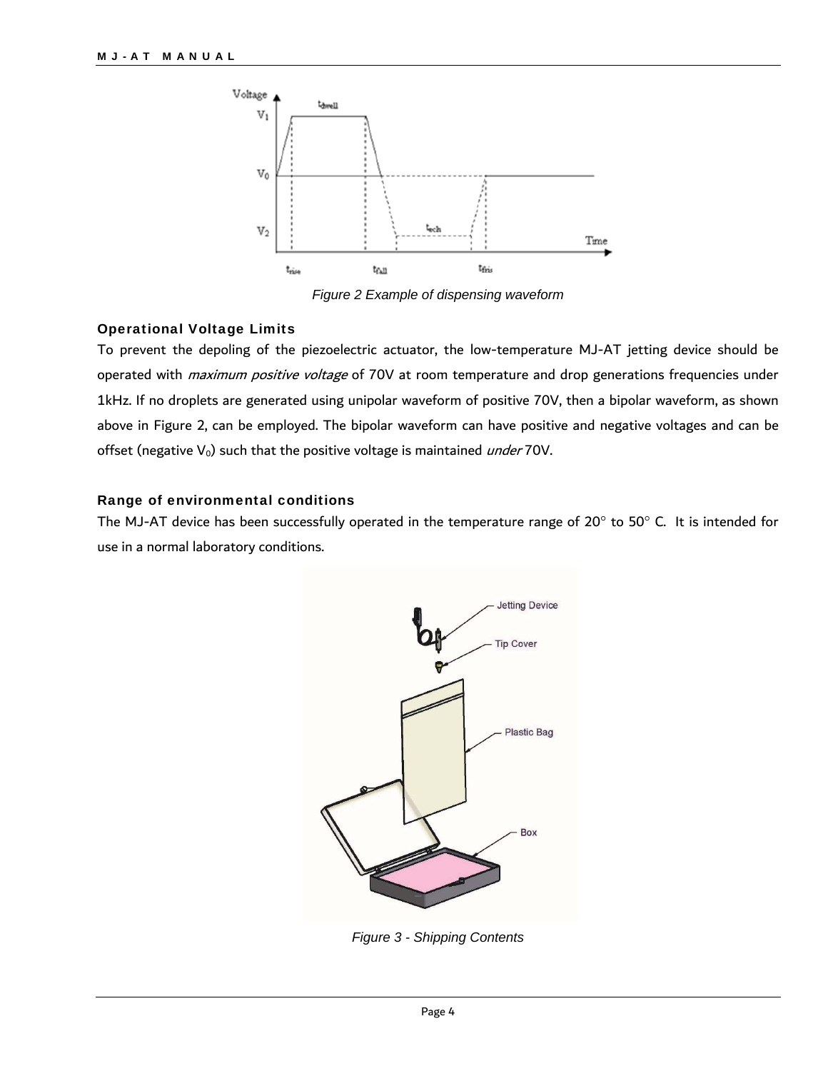Figure 2 Example of dispensing waveform

### Operational Voltage Limits

To prevent the depoling of the piezoelectric actuator, the low-temperature MJ-AT jetting device should be operated with *maximum positive voltage* of 70V at room temperature and drop generations frequencies under 1kHz. If no droplets are generated using unipolar waveform of positive 70V, then a bipolar waveform, as shown above in Figure 2, can be employed. The bipolar waveform can have positive and negative voltages and can be offset (negative $V_0$) such that the positive voltage is maintained *under* 70V.

### Range of environmental conditions

The MJ-AT device has been successfully operated in the temperature range of 20° to 50° C. It is intended for use in a normal laboratory conditions.

Figure 3 - Shipping Contents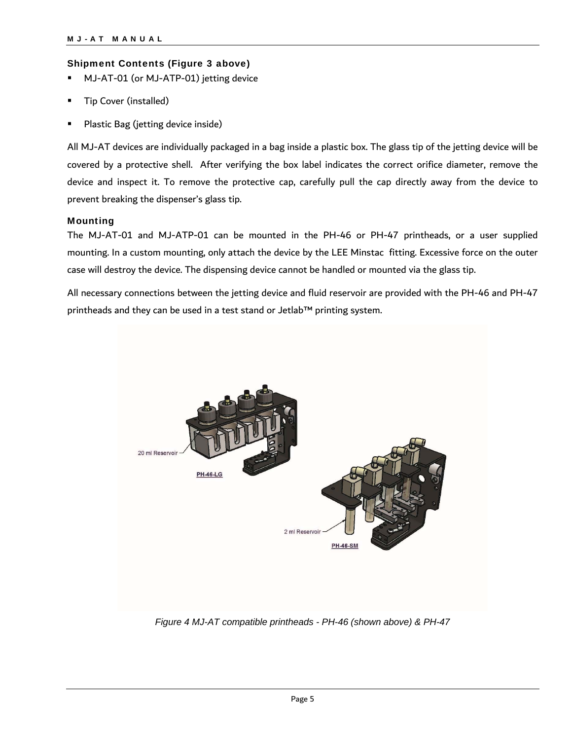### Shipment Contents (Figure 3 above)

- MJ-AT-01 (or MJ-ATP-01) jetting device
- Tip Cover (installed)
- Plastic Bag (jetting device inside)

All MJ-AT devices are individually packaged in a bag inside a plastic box. The glass tip of the jetting device will be covered by a protective shell. After verifying the box label indicates the correct orifice diameter, remove the device and inspect it. To remove the protective cap, carefully pull the cap directly away from the device to prevent breaking the dispenser's glass tip.

### Mounting

The MJ-AT-01 and MJ-ATP-01 can be mounted in the PH-46 or PH-47 printheads, or a user supplied mounting. In a custom mounting, only attach the device by the LEE Minstac fitting. Excessive force on the outer case will destroy the device. The dispensing device cannot be handled or mounted via the glass tip.

All necessary connections between the jetting device and fluid reservoir are provided with the PH-46 and PH-47 printheads and they can be used in a test stand or Jetlab™ printing system.

*Figure 4 MJ-AT compatible printheads - PH-46 (shown above) & PH-47*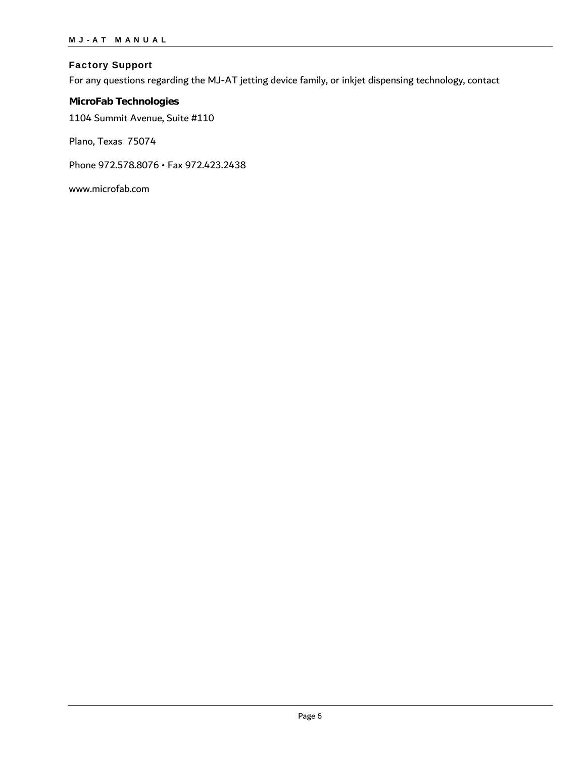## Factory Support

For any questions regarding the MJ-AT jetting device family, or inkjet dispensing technology, contact

**MicroFab Technologies**

1104 Summit Avenue, Suite #110

Plano, Texas  75074

Phone 972.578.8076 • Fax 972.423.2438

www.microfab.com